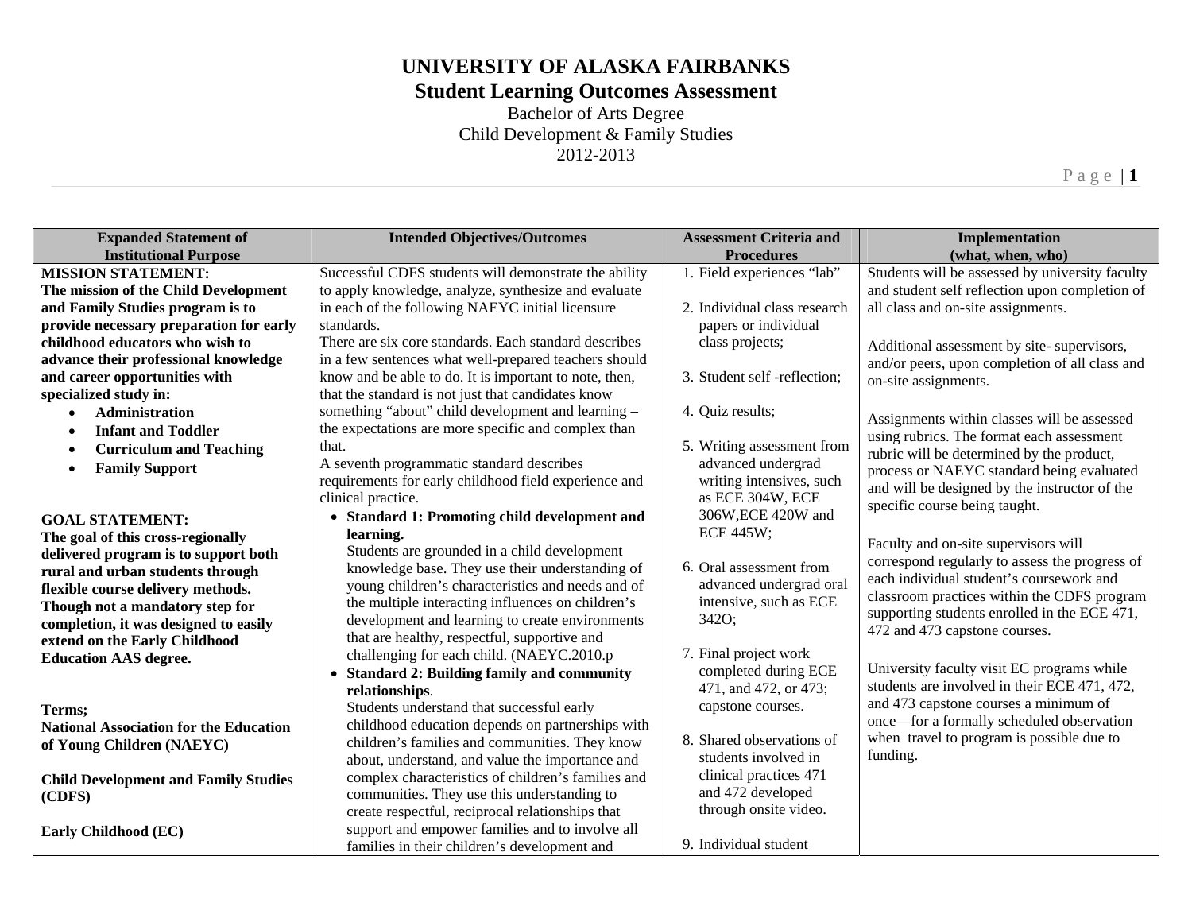# UNIVERSITY OF ALASKA FAIRBANKS

## Student Learning Outcomes Assessment

Bachelor of Arts Degree
Child Development & Family Studies
2012-2013

| Expanded Statement of Institutional Purpose | Intended Objectives/Outcomes | Assessment Criteria and Procedures | Implementation (what, when, who) |
|---|---|---|---|
| **MISSION STATEMENT:**<br>**The mission of the Child Development and Family Studies program is to provide necessary preparation for early childhood educators who wish to advance their professional knowledge and career opportunities with specialized study in:**<br>• **Administration**<br>• **Infant and Toddler**<br>• **Curriculum and Teaching**<br>• **Family Support**<br><br>**GOAL STATEMENT:**<br>**The goal of this cross-regionally delivered program is to support both rural and urban students through flexible course delivery methods. Though not a mandatory step for completion, it was designed to easily extend on the Early Childhood Education AAS degree.**<br><br>**Terms;**<br>**National Association for the Education of Young Children (NAEYC)**<br><br>**Child Development and Family Studies (CDFS)**<br><br>**Early Childhood (EC)** | Successful CDFS students will demonstrate the ability to apply knowledge, analyze, synthesize and evaluate in each of the following NAEYC initial licensure standards.<br>There are six core standards. Each standard describes in a few sentences what well-prepared teachers should know and be able to do. It is important to note, then, that the standard is not just that candidates know something "about" child development and learning – the expectations are more specific and complex than that.<br>A seventh programmatic standard describes requirements for early childhood field experience and clinical practice.<br>• **Standard 1: Promoting child development and learning.**<br>Students are grounded in a child development knowledge base. They use their understanding of young children's characteristics and needs and of the multiple interacting influences on children's development and learning to create environments that are healthy, respectful, supportive and challenging for each child. (NAEYC.2010.p<br>• **Standard 2: Building family and community relationships**.<br>Students understand that successful early childhood education depends on partnerships with children's families and communities. They know about, understand, and value the importance and complex characteristics of children's families and communities. They use this understanding to create respectful, reciprocal relationships that support and empower families and to involve all families in their children's development and | 1. Field experiences "lab"<br><br>2. Individual class research papers or individual class projects;<br><br>3. Student self -reflection;<br><br>4. Quiz results;<br><br>5. Writing assessment from advanced undergrad writing intensives, such as ECE 304W, ECE 306W,ECE 420W and ECE 445W;<br><br>6. Oral assessment from advanced undergrad oral intensive, such as ECE 342O;<br><br>7. Final project work completed during ECE 471, and 472, or 473; capstone courses.<br><br>8. Shared observations of students involved in clinical practices 471 and 472 developed through onsite video.<br><br>9. Individual student | Students will be assessed by university faculty and student self reflection upon completion of all class and on-site assignments.<br><br>Additional assessment by site- supervisors, and/or peers, upon completion of all class and on-site assignments.<br><br>Assignments within classes will be assessed using rubrics. The format each assessment rubric will be determined by the product, process or NAEYC standard being evaluated and will be designed by the instructor of the specific course being taught.<br><br>Faculty and on-site supervisors will correspond regularly to assess the progress of each individual student's coursework and classroom practices within the CDFS program supporting students enrolled in the ECE 471, 472 and 473 capstone courses.<br><br>University faculty visit EC programs while students are involved in their ECE 471, 472, and 473 capstone courses a minimum of once—for a formally scheduled observation when travel to program is possible due to funding. |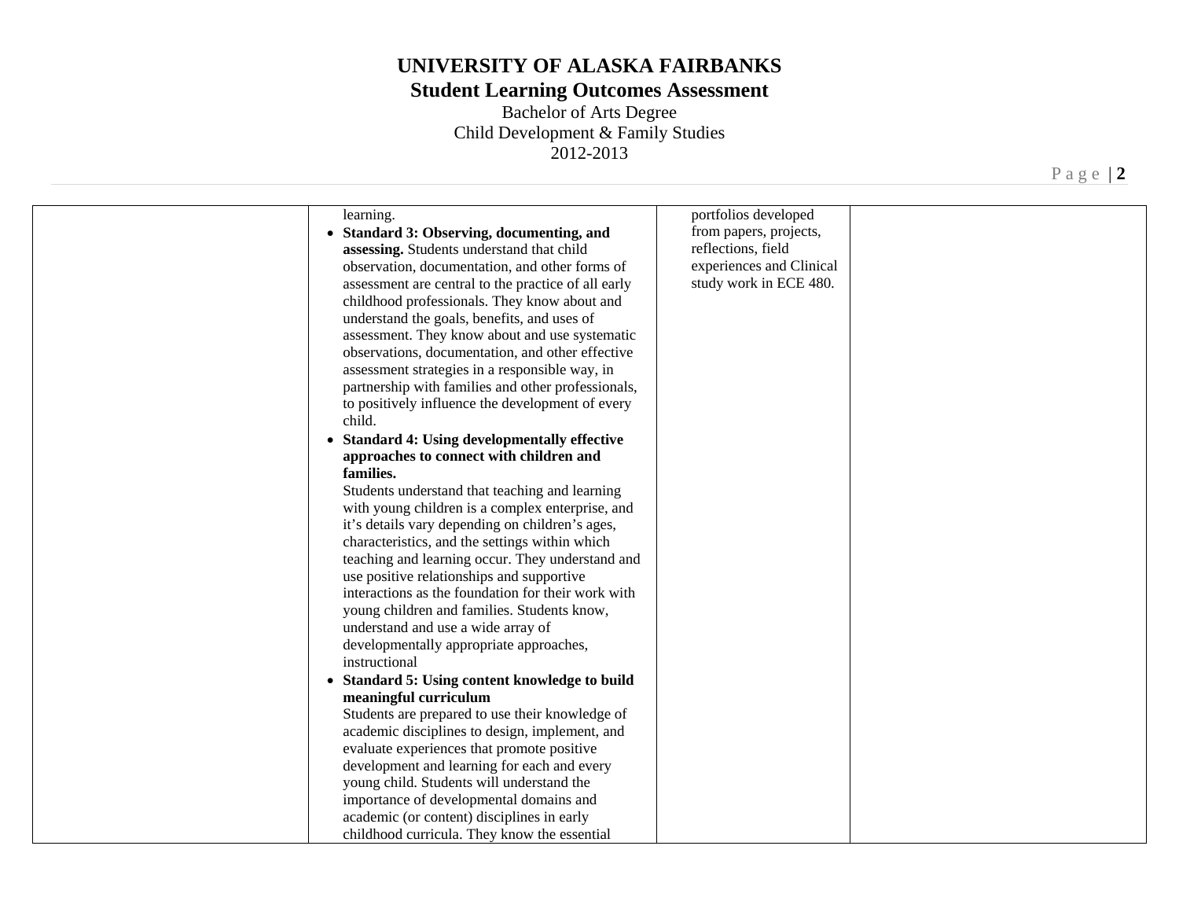| | | | |
|---|---|---|---|
| | learning.<br>• **Standard 3: Observing, documenting, and assessing.** Students understand that child observation, documentation, and other forms of assessment are central to the practice of all early childhood professionals. They know about and understand the goals, benefits, and uses of assessment. They know about and use systematic observations, documentation, and other effective assessment strategies in a responsible way, in partnership with families and other professionals, to positively influence the development of every child.<br>• **Standard 4: Using developmentally effective approaches to connect with children and families.**<br>Students understand that teaching and learning with young children is a complex enterprise, and it's details vary depending on children's ages, characteristics, and the settings within which teaching and learning occur. They understand and use positive relationships and supportive interactions as the foundation for their work with young children and families. Students know, understand and use a wide array of developmentally appropriate approaches, instructional<br>• **Standard 5: Using content knowledge to build meaningful curriculum**<br>Students are prepared to use their knowledge of academic disciplines to design, implement, and evaluate experiences that promote positive development and learning for each and every young child. Students will understand the importance of developmental domains and academic (or content) disciplines in early childhood curricula. They know the essential | portfolios developed from papers, projects, reflections, field experiences and Clinical study work in ECE 480. | |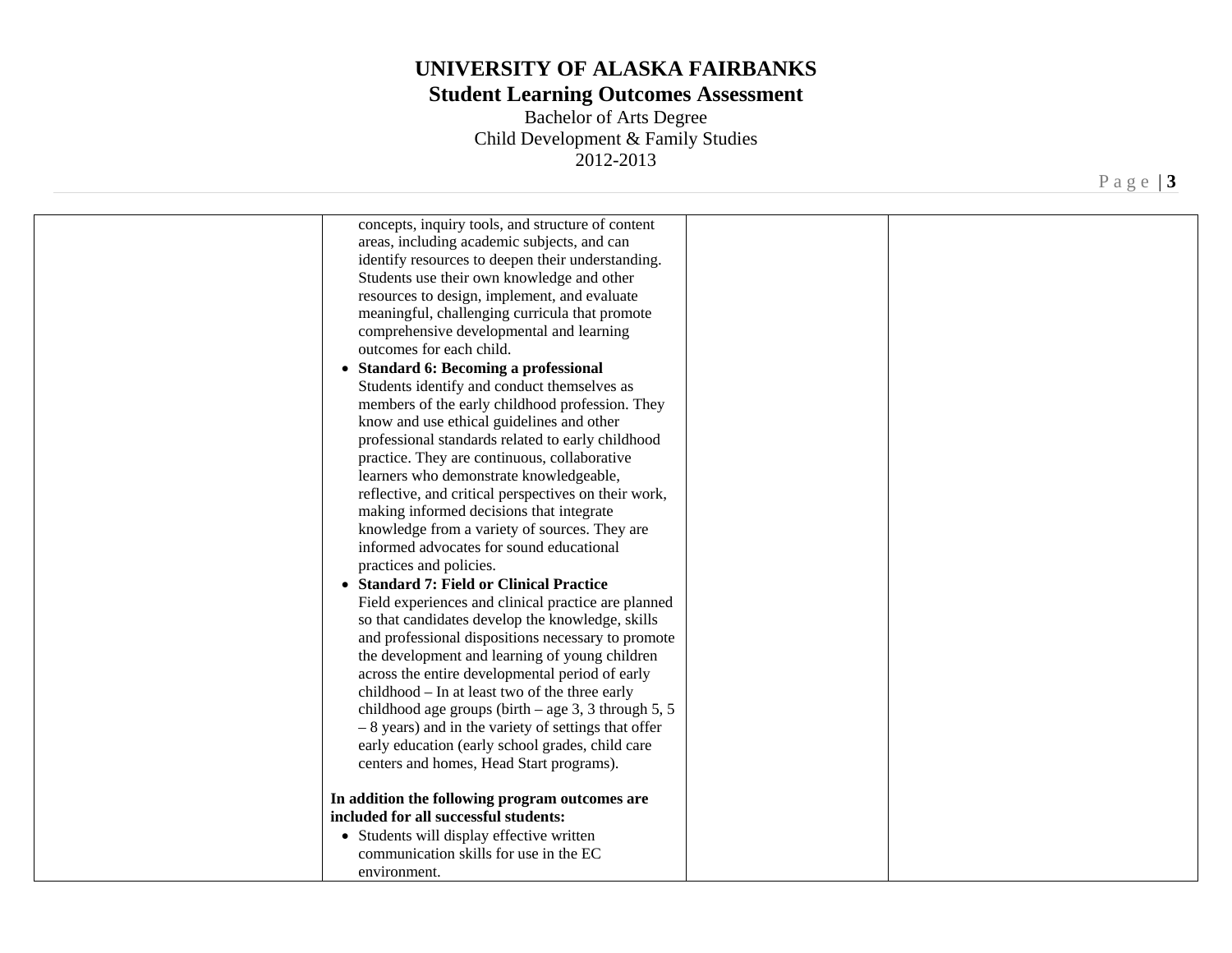| | | | |
|---|---|---|---|
| | concepts, inquiry tools, and structure of content areas, including academic subjects, and can identify resources to deepen their understanding. Students use their own knowledge and other resources to design, implement, and evaluate meaningful, challenging curricula that promote comprehensive developmental and learning outcomes for each child.<br>• **Standard 6: Becoming a professional** Students identify and conduct themselves as members of the early childhood profession. They know and use ethical guidelines and other professional standards related to early childhood practice. They are continuous, collaborative learners who demonstrate knowledgeable, reflective, and critical perspectives on their work, making informed decisions that integrate knowledge from a variety of sources. They are informed advocates for sound educational practices and policies.<br>• **Standard 7: Field or Clinical Practice** Field experiences and clinical practice are planned so that candidates develop the knowledge, skills and professional dispositions necessary to promote the development and learning of young children across the entire developmental period of early childhood – In at least two of the three early childhood age groups (birth – age 3, 3 through 5, 5 – 8 years) and in the variety of settings that offer early education (early school grades, child care centers and homes, Head Start programs).<br><br>**In addition the following program outcomes are included for all successful students:**<br>• Students will display effective written communication skills for use in the EC environment. | | |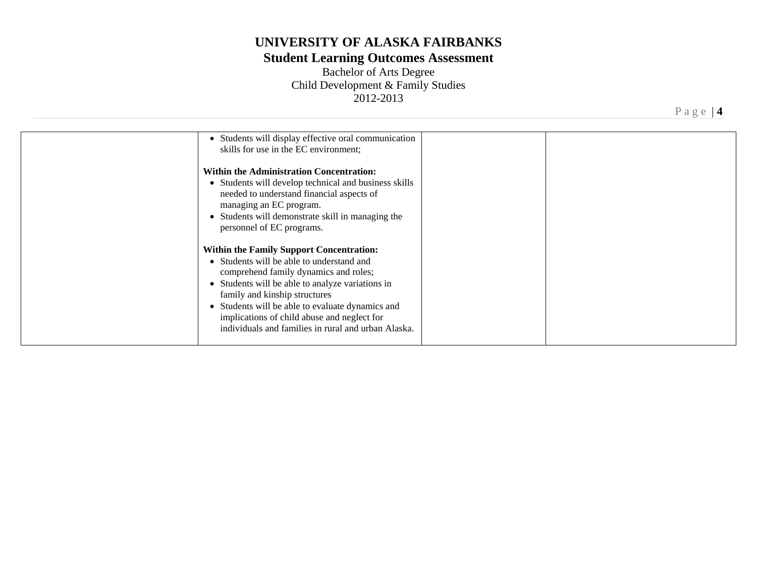| | | | |
|---|---|---|---|
| | • Students will display effective oral communication skills for use in the EC environment;<br><br>**Within the Administration Concentration:**<br>• Students will develop technical and business skills needed to understand financial aspects of managing an EC program.<br>• Students will demonstrate skill in managing the personnel of EC programs.<br><br>**Within the Family Support Concentration:**<br>• Students will be able to understand and comprehend family dynamics and roles;<br>• Students will be able to analyze variations in family and kinship structures<br>• Students will be able to evaluate dynamics and implications of child abuse and neglect for individuals and families in rural and urban Alaska. | | |